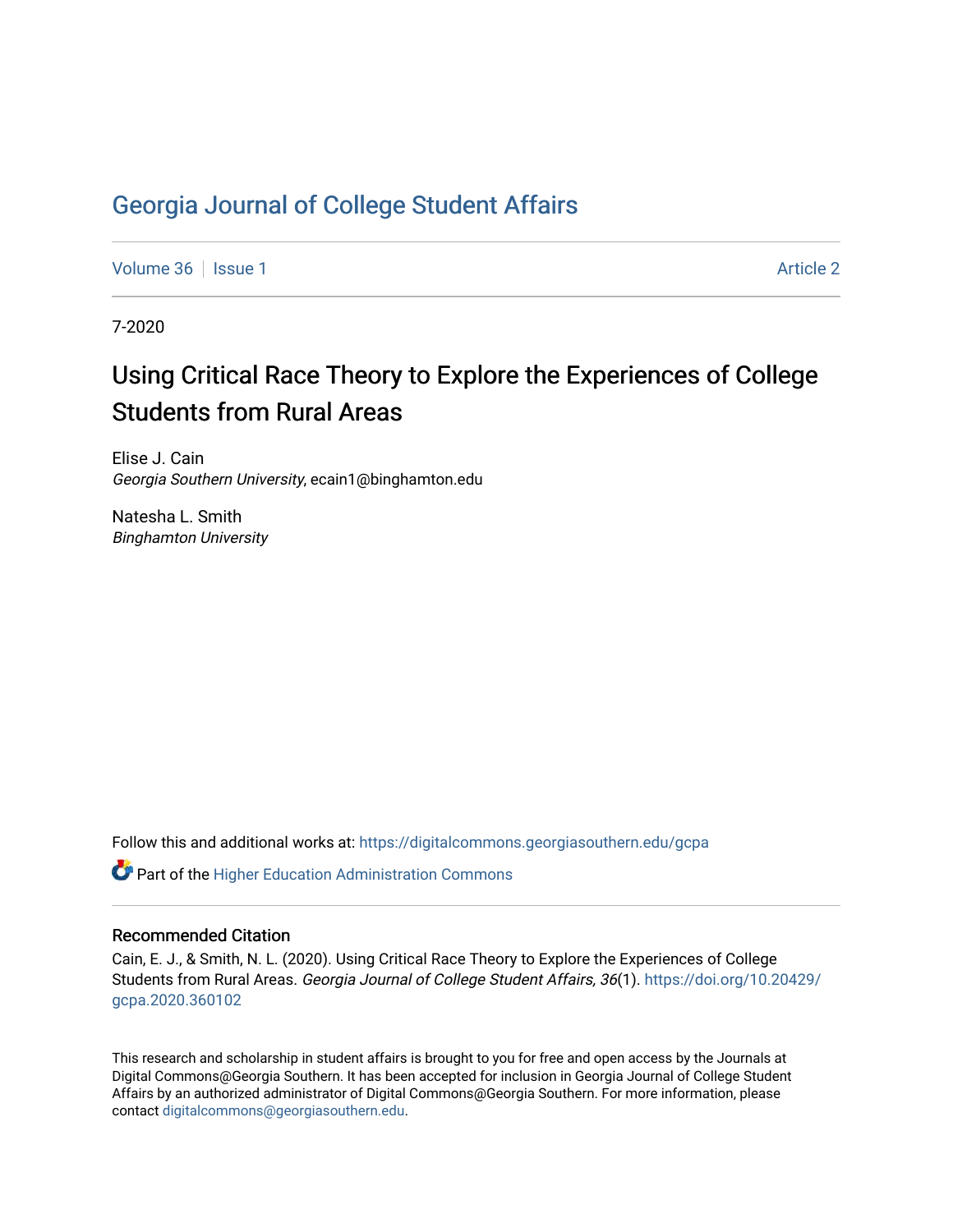# Georgia Journal of College Student Affairs

Volume 36 | Issue 1 | Article 2

7-2020

## Using Critical Race Theory to Explore the Experiences of College Students from Rural Areas

Elise J. Cain
*Georgia Southern University*, ecain1@binghamton.edu

Natesha L. Smith
*Binghamton University*

Follow this and additional works at: https://digitalcommons.georgiasouthern.edu/gcpa

Part of the Higher Education Administration Commons

### Recommended Citation

Cain, E. J., & Smith, N. L. (2020). Using Critical Race Theory to Explore the Experiences of College Students from Rural Areas. *Georgia Journal of College Student Affairs, 36*(1). https://doi.org/10.20429/gcpa.2020.360102

This research and scholarship in student affairs is brought to you for free and open access by the Journals at Digital Commons@Georgia Southern. It has been accepted for inclusion in Georgia Journal of College Student Affairs by an authorized administrator of Digital Commons@Georgia Southern. For more information, please contact digitalcommons@georgiasouthern.edu.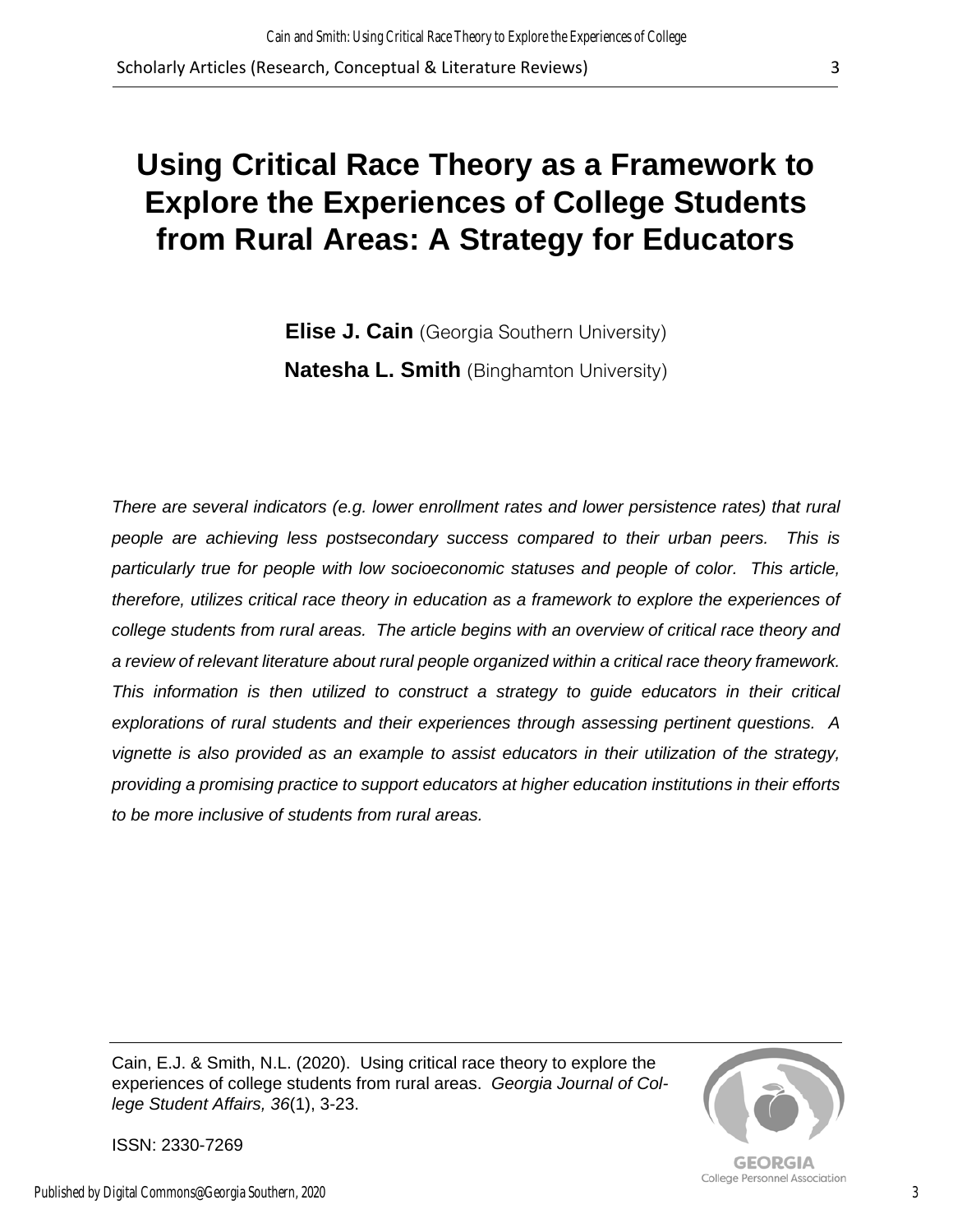# Using Critical Race Theory as a Framework to Explore the Experiences of College Students from Rural Areas: A Strategy for Educators

**Elise J. Cain** (Georgia Southern University)

**Natesha L. Smith** (Binghamton University)

*There are several indicators (e.g. lower enrollment rates and lower persistence rates) that rural people are achieving less postsecondary success compared to their urban peers. This is particularly true for people with low socioeconomic statuses and people of color. This article, therefore, utilizes critical race theory in education as a framework to explore the experiences of college students from rural areas. The article begins with an overview of critical race theory and a review of relevant literature about rural people organized within a critical race theory framework. This information is then utilized to construct a strategy to guide educators in their critical explorations of rural students and their experiences through assessing pertinent questions. A vignette is also provided as an example to assist educators in their utilization of the strategy, providing a promising practice to support educators at higher education institutions in their efforts to be more inclusive of students from rural areas.*

Cain, E.J. & Smith, N.L. (2020). Using critical race theory to explore the experiences of college students from rural areas. *Georgia Journal of College Student Affairs, 36*(1), 3-23.

ISSN: 2330-7269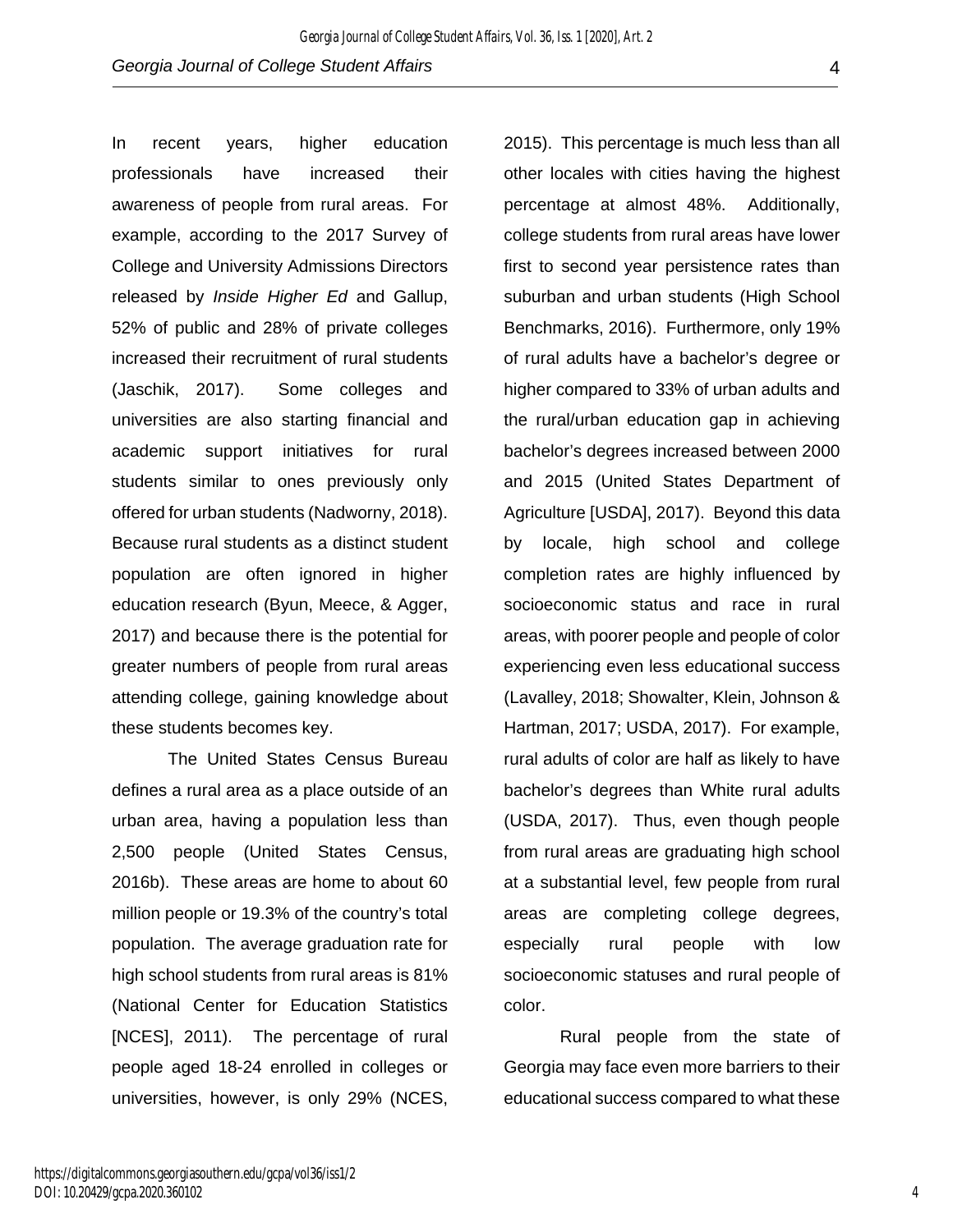In recent years, higher education professionals have increased their awareness of people from rural areas. For example, according to the 2017 Survey of College and University Admissions Directors released by *Inside Higher Ed* and Gallup, 52% of public and 28% of private colleges increased their recruitment of rural students (Jaschik, 2017). Some colleges and universities are also starting financial and academic support initiatives for rural students similar to ones previously only offered for urban students (Nadworny, 2018). Because rural students as a distinct student population are often ignored in higher education research (Byun, Meece, & Agger, 2017) and because there is the potential for greater numbers of people from rural areas attending college, gaining knowledge about these students becomes key.

The United States Census Bureau defines a rural area as a place outside of an urban area, having a population less than 2,500 people (United States Census, 2016b). These areas are home to about 60 million people or 19.3% of the country's total population. The average graduation rate for high school students from rural areas is 81% (National Center for Education Statistics [NCES], 2011). The percentage of rural people aged 18-24 enrolled in colleges or universities, however, is only 29% (NCES, 2015). This percentage is much less than all other locales with cities having the highest percentage at almost 48%. Additionally, college students from rural areas have lower first to second year persistence rates than suburban and urban students (High School Benchmarks, 2016). Furthermore, only 19% of rural adults have a bachelor's degree or higher compared to 33% of urban adults and the rural/urban education gap in achieving bachelor's degrees increased between 2000 and 2015 (United States Department of Agriculture [USDA], 2017). Beyond this data by locale, high school and college completion rates are highly influenced by socioeconomic status and race in rural areas, with poorer people and people of color experiencing even less educational success (Lavalley, 2018; Showalter, Klein, Johnson & Hartman, 2017; USDA, 2017). For example, rural adults of color are half as likely to have bachelor's degrees than White rural adults (USDA, 2017). Thus, even though people from rural areas are graduating high school at a substantial level, few people from rural areas are completing college degrees, especially rural people with low socioeconomic statuses and rural people of color.

Rural people from the state of Georgia may face even more barriers to their educational success compared to what these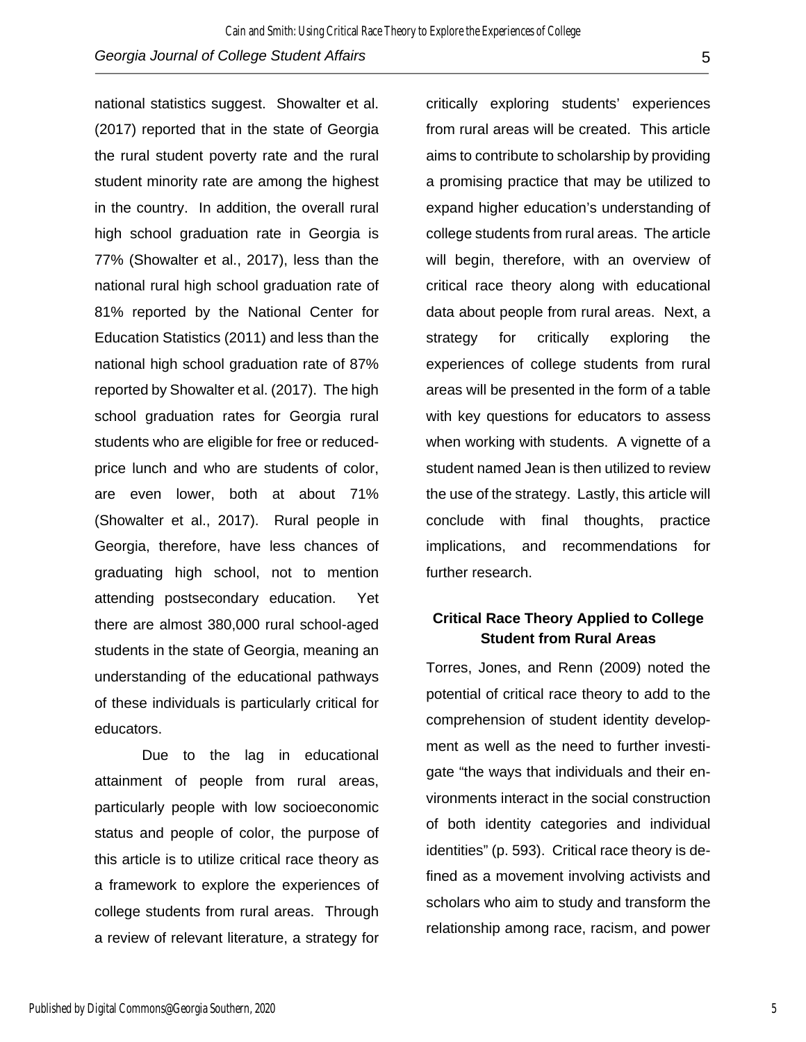national statistics suggest. Showalter et al. (2017) reported that in the state of Georgia the rural student poverty rate and the rural student minority rate are among the highest in the country. In addition, the overall rural high school graduation rate in Georgia is 77% (Showalter et al., 2017), less than the national rural high school graduation rate of 81% reported by the National Center for Education Statistics (2011) and less than the national high school graduation rate of 87% reported by Showalter et al. (2017). The high school graduation rates for Georgia rural students who are eligible for free or reduced-price lunch and who are students of color, are even lower, both at about 71% (Showalter et al., 2017). Rural people in Georgia, therefore, have less chances of graduating high school, not to mention attending postsecondary education. Yet there are almost 380,000 rural school-aged students in the state of Georgia, meaning an understanding of the educational pathways of these individuals is particularly critical for educators.

Due to the lag in educational attainment of people from rural areas, particularly people with low socioeconomic status and people of color, the purpose of this article is to utilize critical race theory as a framework to explore the experiences of college students from rural areas. Through a review of relevant literature, a strategy for critically exploring students' experiences from rural areas will be created. This article aims to contribute to scholarship by providing a promising practice that may be utilized to expand higher education's understanding of college students from rural areas. The article will begin, therefore, with an overview of critical race theory along with educational data about people from rural areas. Next, a strategy for critically exploring the experiences of college students from rural areas will be presented in the form of a table with key questions for educators to assess when working with students. A vignette of a student named Jean is then utilized to review the use of the strategy. Lastly, this article will conclude with final thoughts, practice implications, and recommendations for further research.

## Critical Race Theory Applied to College Student from Rural Areas

Torres, Jones, and Renn (2009) noted the potential of critical race theory to add to the comprehension of student identity development as well as the need to further investigate "the ways that individuals and their environments interact in the social construction of both identity categories and individual identities" (p. 593). Critical race theory is defined as a movement involving activists and scholars who aim to study and transform the relationship among race, racism, and power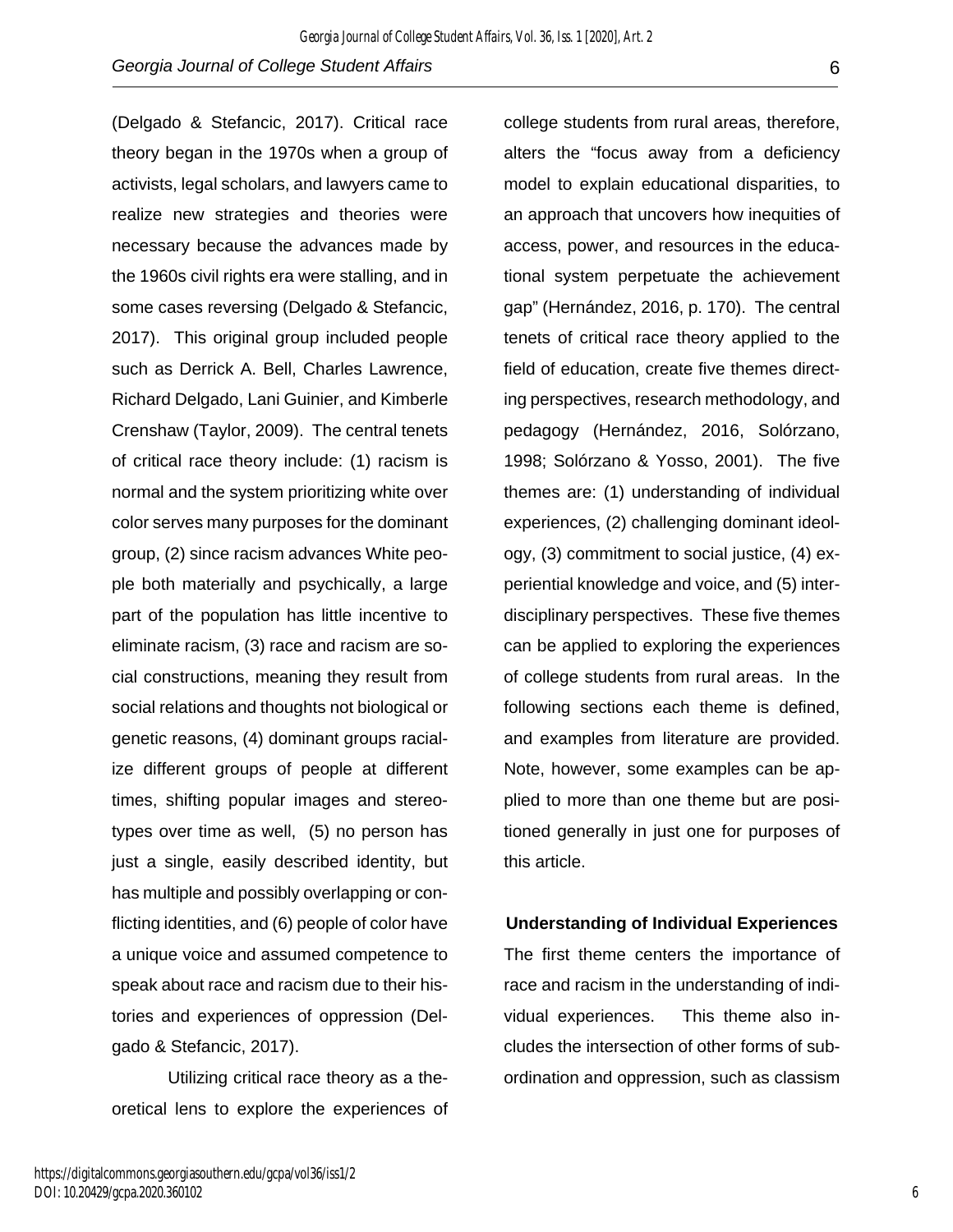(Delgado & Stefancic, 2017). Critical race theory began in the 1970s when a group of activists, legal scholars, and lawyers came to realize new strategies and theories were necessary because the advances made by the 1960s civil rights era were stalling, and in some cases reversing (Delgado & Stefancic, 2017). This original group included people such as Derrick A. Bell, Charles Lawrence, Richard Delgado, Lani Guinier, and Kimberle Crenshaw (Taylor, 2009). The central tenets of critical race theory include: (1) racism is normal and the system prioritizing white over color serves many purposes for the dominant group, (2) since racism advances White people both materially and psychically, a large part of the population has little incentive to eliminate racism, (3) race and racism are social constructions, meaning they result from social relations and thoughts not biological or genetic reasons, (4) dominant groups racialize different groups of people at different times, shifting popular images and stereotypes over time as well, (5) no person has just a single, easily described identity, but has multiple and possibly overlapping or conflicting identities, and (6) people of color have a unique voice and assumed competence to speak about race and racism due to their histories and experiences of oppression (Delgado & Stefancic, 2017).

Utilizing critical race theory as a theoretical lens to explore the experiences of college students from rural areas, therefore, alters the "focus away from a deficiency model to explain educational disparities, to an approach that uncovers how inequities of access, power, and resources in the educational system perpetuate the achievement gap" (Hernández, 2016, p. 170). The central tenets of critical race theory applied to the field of education, create five themes directing perspectives, research methodology, and pedagogy (Hernández, 2016, Solórzano, 1998; Solórzano & Yosso, 2001). The five themes are: (1) understanding of individual experiences, (2) challenging dominant ideology, (3) commitment to social justice, (4) experiential knowledge and voice, and (5) interdisciplinary perspectives. These five themes can be applied to exploring the experiences of college students from rural areas. In the following sections each theme is defined, and examples from literature are provided. Note, however, some examples can be applied to more than one theme but are positioned generally in just one for purposes of this article.

**Understanding of Individual Experiences**

The first theme centers the importance of race and racism in the understanding of individual experiences. This theme also includes the intersection of other forms of subordination and oppression, such as classism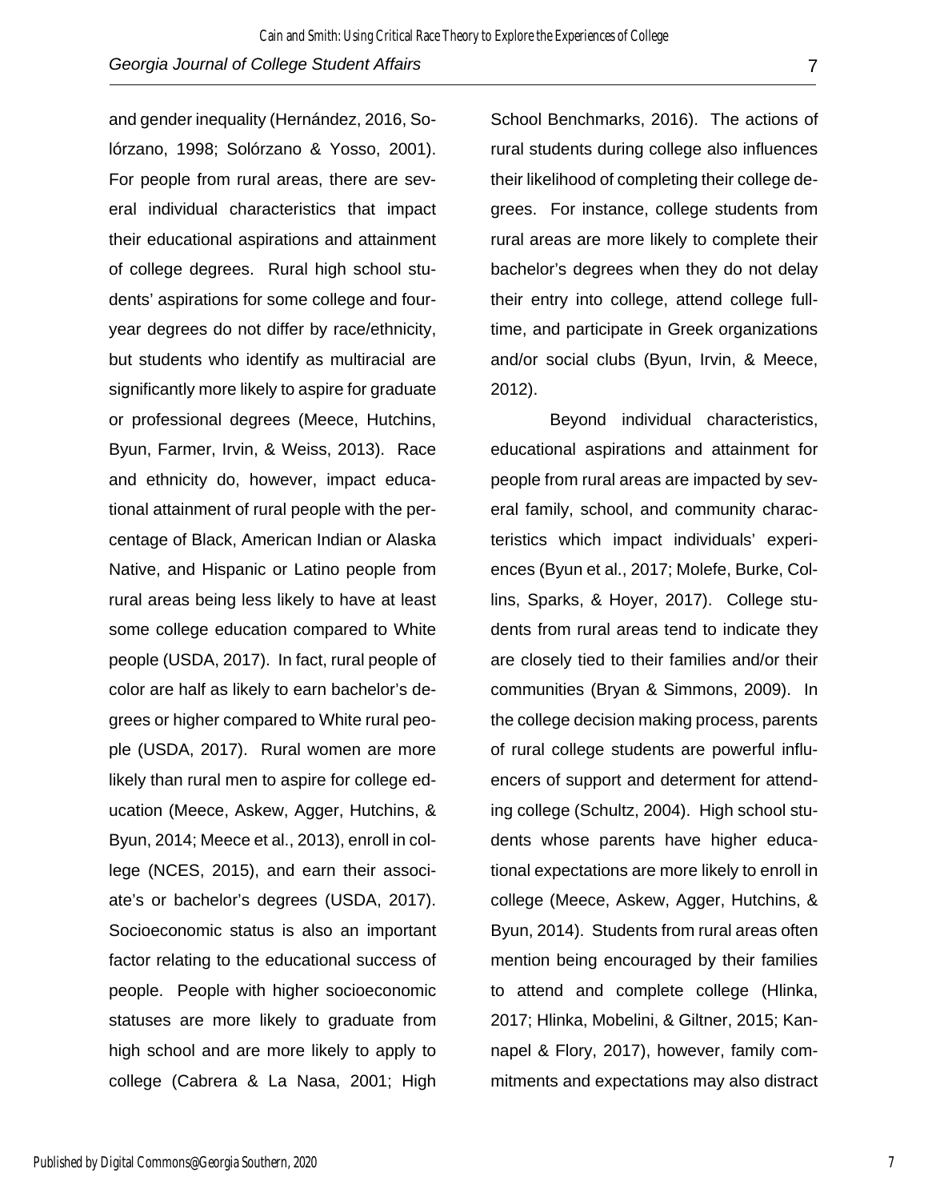and gender inequality (Hernández, 2016, Solórzano, 1998; Solórzano & Yosso, 2001). For people from rural areas, there are several individual characteristics that impact their educational aspirations and attainment of college degrees. Rural high school students' aspirations for some college and four-year degrees do not differ by race/ethnicity, but students who identify as multiracial are significantly more likely to aspire for graduate or professional degrees (Meece, Hutchins, Byun, Farmer, Irvin, & Weiss, 2013). Race and ethnicity do, however, impact educational attainment of rural people with the percentage of Black, American Indian or Alaska Native, and Hispanic or Latino people from rural areas being less likely to have at least some college education compared to White people (USDA, 2017). In fact, rural people of color are half as likely to earn bachelor's degrees or higher compared to White rural people (USDA, 2017). Rural women are more likely than rural men to aspire for college education (Meece, Askew, Agger, Hutchins, & Byun, 2014; Meece et al., 2013), enroll in college (NCES, 2015), and earn their associate's or bachelor's degrees (USDA, 2017). Socioeconomic status is also an important factor relating to the educational success of people. People with higher socioeconomic statuses are more likely to graduate from high school and are more likely to apply to college (Cabrera & La Nasa, 2001; High School Benchmarks, 2016). The actions of rural students during college also influences their likelihood of completing their college degrees. For instance, college students from rural areas are more likely to complete their bachelor's degrees when they do not delay their entry into college, attend college full-time, and participate in Greek organizations and/or social clubs (Byun, Irvin, & Meece, 2012).

Beyond individual characteristics, educational aspirations and attainment for people from rural areas are impacted by several family, school, and community characteristics which impact individuals' experiences (Byun et al., 2017; Molefe, Burke, Collins, Sparks, & Hoyer, 2017). College students from rural areas tend to indicate they are closely tied to their families and/or their communities (Bryan & Simmons, 2009). In the college decision making process, parents of rural college students are powerful influencers of support and determent for attending college (Schultz, 2004). High school students whose parents have higher educational expectations are more likely to enroll in college (Meece, Askew, Agger, Hutchins, & Byun, 2014). Students from rural areas often mention being encouraged by their families to attend and complete college (Hlinka, 2017; Hlinka, Mobelini, & Giltner, 2015; Kannapel & Flory, 2017), however, family commitments and expectations may also distract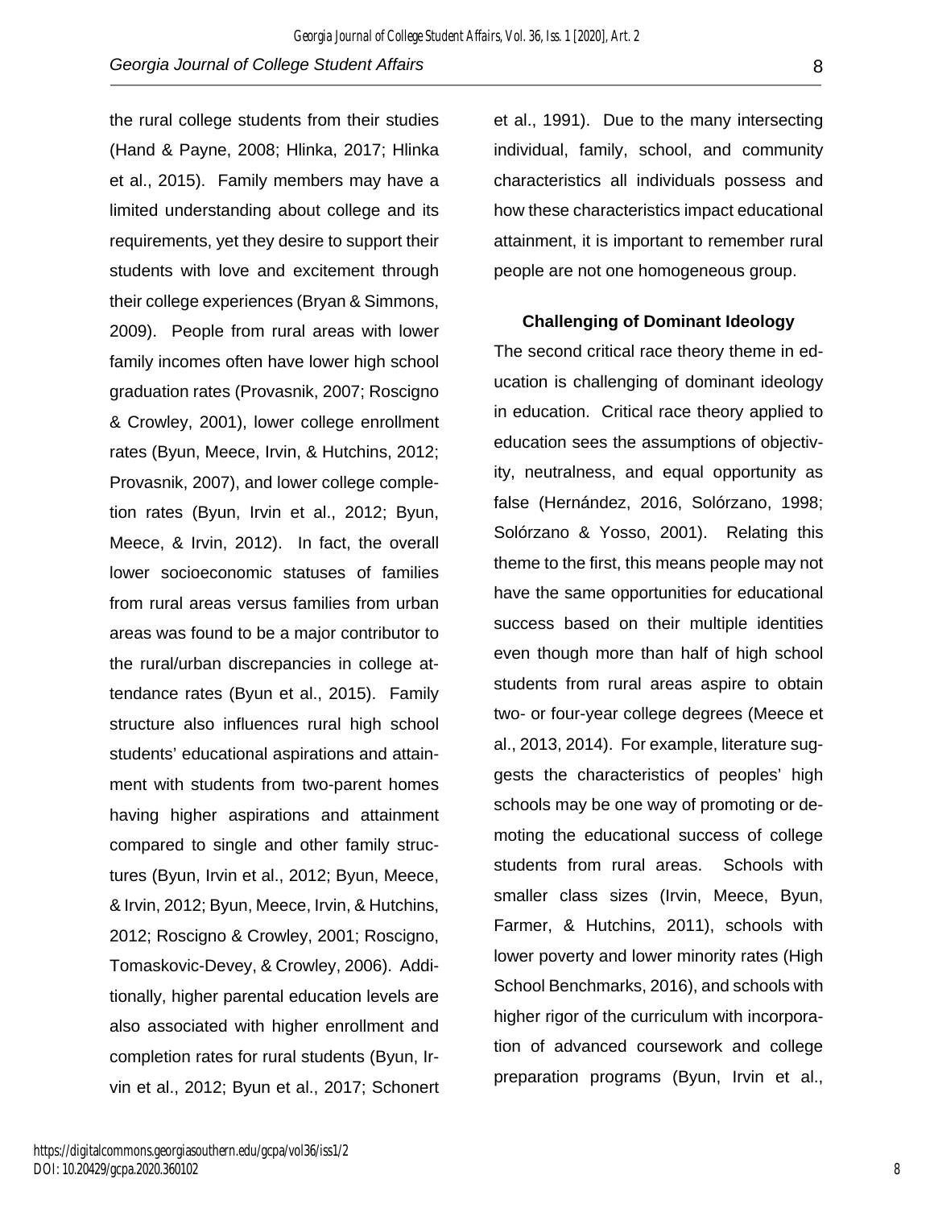the rural college students from their studies (Hand & Payne, 2008; Hlinka, 2017; Hlinka et al., 2015). Family members may have a limited understanding about college and its requirements, yet they desire to support their students with love and excitement through their college experiences (Bryan & Simmons, 2009). People from rural areas with lower family incomes often have lower high school graduation rates (Provasnik, 2007; Roscigno & Crowley, 2001), lower college enrollment rates (Byun, Meece, Irvin, & Hutchins, 2012; Provasnik, 2007), and lower college completion rates (Byun, Irvin et al., 2012; Byun, Meece, & Irvin, 2012). In fact, the overall lower socioeconomic statuses of families from rural areas versus families from urban areas was found to be a major contributor to the rural/urban discrepancies in college attendance rates (Byun et al., 2015). Family structure also influences rural high school students' educational aspirations and attainment with students from two-parent homes having higher aspirations and attainment compared to single and other family structures (Byun, Irvin et al., 2012; Byun, Meece, & Irvin, 2012; Byun, Meece, Irvin, & Hutchins, 2012; Roscigno & Crowley, 2001; Roscigno, Tomaskovic-Devey, & Crowley, 2006). Additionally, higher parental education levels are also associated with higher enrollment and completion rates for rural students (Byun, Irvin et al., 2012; Byun et al., 2017; Schonert et al., 1991). Due to the many intersecting individual, family, school, and community characteristics all individuals possess and how these characteristics impact educational attainment, it is important to remember rural people are not one homogeneous group.

### Challenging of Dominant Ideology

The second critical race theory theme in education is challenging of dominant ideology in education. Critical race theory applied to education sees the assumptions of objectivity, neutralness, and equal opportunity as false (Hernández, 2016, Solórzano, 1998; Solórzano & Yosso, 2001). Relating this theme to the first, this means people may not have the same opportunities for educational success based on their multiple identities even though more than half of high school students from rural areas aspire to obtain two- or four-year college degrees (Meece et al., 2013, 2014). For example, literature suggests the characteristics of peoples' high schools may be one way of promoting or demoting the educational success of college students from rural areas. Schools with smaller class sizes (Irvin, Meece, Byun, Farmer, & Hutchins, 2011), schools with lower poverty and lower minority rates (High School Benchmarks, 2016), and schools with higher rigor of the curriculum with incorporation of advanced coursework and college preparation programs (Byun, Irvin et al.,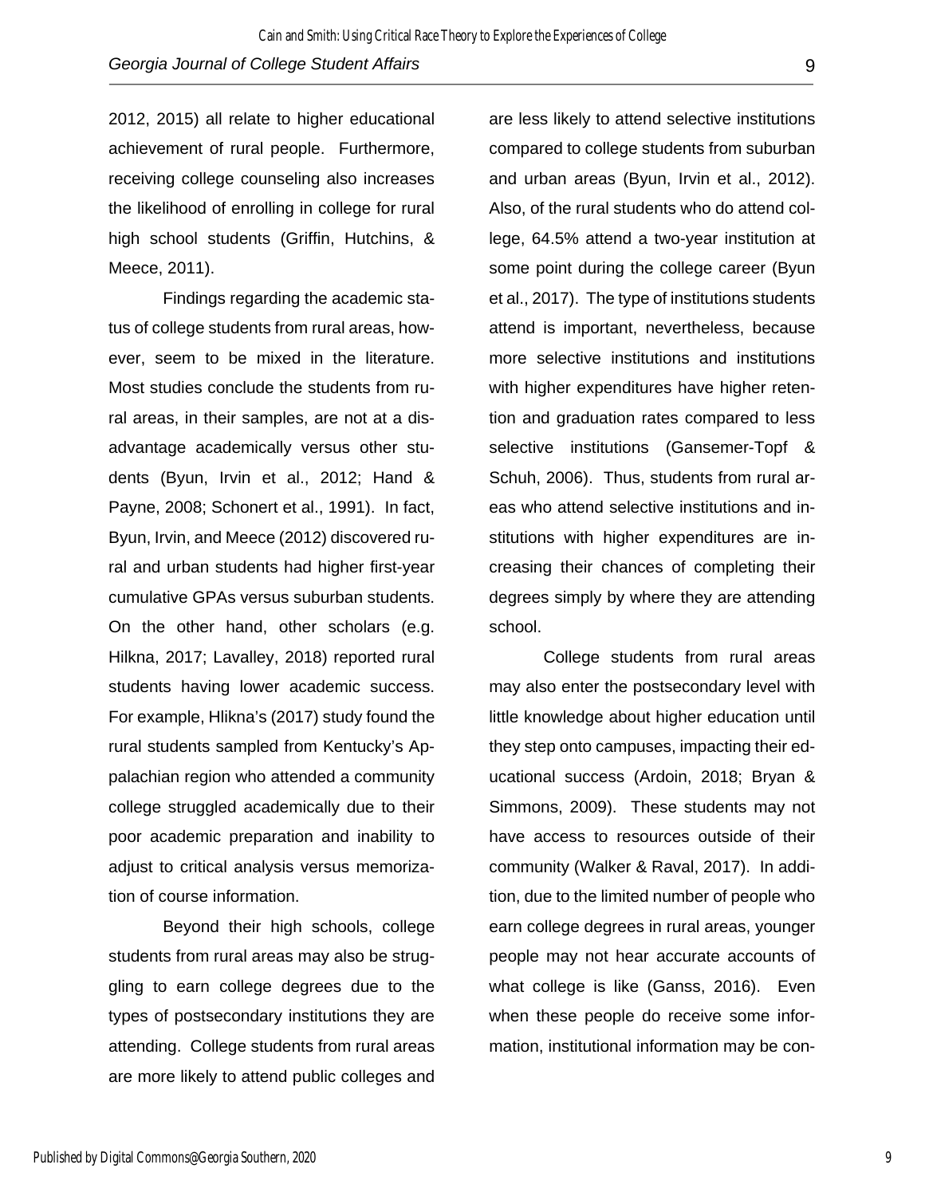2012, 2015) all relate to higher educational achievement of rural people. Furthermore, receiving college counseling also increases the likelihood of enrolling in college for rural high school students (Griffin, Hutchins, & Meece, 2011).

Findings regarding the academic status of college students from rural areas, however, seem to be mixed in the literature. Most studies conclude the students from rural areas, in their samples, are not at a disadvantage academically versus other students (Byun, Irvin et al., 2012; Hand & Payne, 2008; Schonert et al., 1991). In fact, Byun, Irvin, and Meece (2012) discovered rural and urban students had higher first-year cumulative GPAs versus suburban students. On the other hand, other scholars (e.g. Hilkna, 2017; Lavalley, 2018) reported rural students having lower academic success. For example, Hlikna's (2017) study found the rural students sampled from Kentucky's Appalachian region who attended a community college struggled academically due to their poor academic preparation and inability to adjust to critical analysis versus memorization of course information.

Beyond their high schools, college students from rural areas may also be struggling to earn college degrees due to the types of postsecondary institutions they are attending. College students from rural areas are more likely to attend public colleges and are less likely to attend selective institutions compared to college students from suburban and urban areas (Byun, Irvin et al., 2012). Also, of the rural students who do attend college, 64.5% attend a two-year institution at some point during the college career (Byun et al., 2017). The type of institutions students attend is important, nevertheless, because more selective institutions and institutions with higher expenditures have higher retention and graduation rates compared to less selective institutions (Gansemer-Topf & Schuh, 2006). Thus, students from rural areas who attend selective institutions and institutions with higher expenditures are increasing their chances of completing their degrees simply by where they are attending school.

College students from rural areas may also enter the postsecondary level with little knowledge about higher education until they step onto campuses, impacting their educational success (Ardoin, 2018; Bryan & Simmons, 2009). These students may not have access to resources outside of their community (Walker & Raval, 2017). In addition, due to the limited number of people who earn college degrees in rural areas, younger people may not hear accurate accounts of what college is like (Ganss, 2016). Even when these people do receive some information, institutional information may be con-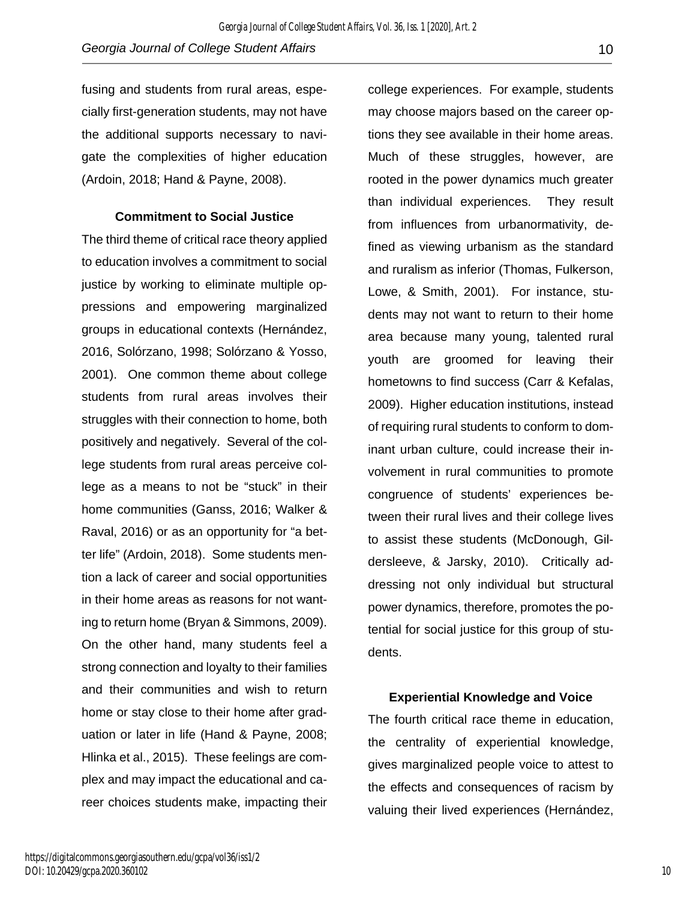fusing and students from rural areas, especially first-generation students, may not have the additional supports necessary to navigate the complexities of higher education (Ardoin, 2018; Hand & Payne, 2008).

### Commitment to Social Justice

The third theme of critical race theory applied to education involves a commitment to social justice by working to eliminate multiple oppressions and empowering marginalized groups in educational contexts (Hernández, 2016, Solórzano, 1998; Solórzano & Yosso, 2001). One common theme about college students from rural areas involves their struggles with their connection to home, both positively and negatively. Several of the college students from rural areas perceive college as a means to not be "stuck" in their home communities (Ganss, 2016; Walker & Raval, 2016) or as an opportunity for "a better life" (Ardoin, 2018). Some students mention a lack of career and social opportunities in their home areas as reasons for not wanting to return home (Bryan & Simmons, 2009). On the other hand, many students feel a strong connection and loyalty to their families and their communities and wish to return home or stay close to their home after graduation or later in life (Hand & Payne, 2008; Hlinka et al., 2015). These feelings are complex and may impact the educational and career choices students make, impacting their college experiences. For example, students may choose majors based on the career options they see available in their home areas. Much of these struggles, however, are rooted in the power dynamics much greater than individual experiences. They result from influences from urbanormativity, defined as viewing urbanism as the standard and ruralism as inferior (Thomas, Fulkerson, Lowe, & Smith, 2001). For instance, students may not want to return to their home area because many young, talented rural youth are groomed for leaving their hometowns to find success (Carr & Kefalas, 2009). Higher education institutions, instead of requiring rural students to conform to dominant urban culture, could increase their involvement in rural communities to promote congruence of students' experiences between their rural lives and their college lives to assist these students (McDonough, Gildersleeve, & Jarsky, 2010). Critically addressing not only individual but structural power dynamics, therefore, promotes the potential for social justice for this group of students.

### Experiential Knowledge and Voice

The fourth critical race theme in education, the centrality of experiential knowledge, gives marginalized people voice to attest to the effects and consequences of racism by valuing their lived experiences (Hernández,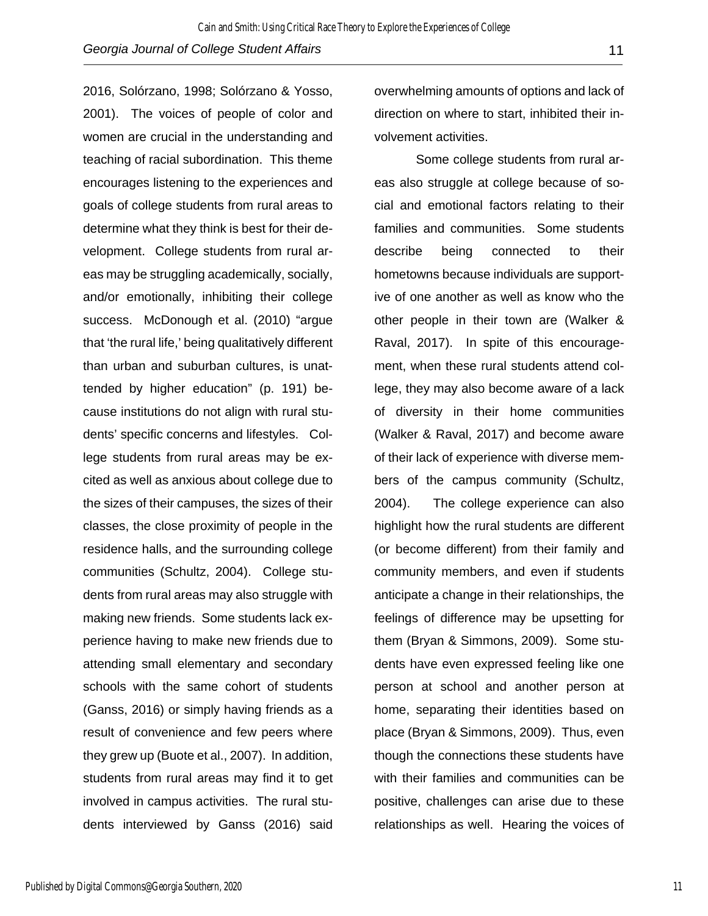2016, Solórzano, 1998; Solórzano & Yosso, 2001). The voices of people of color and women are crucial in the understanding and teaching of racial subordination. This theme encourages listening to the experiences and goals of college students from rural areas to determine what they think is best for their development. College students from rural areas may be struggling academically, socially, and/or emotionally, inhibiting their college success. McDonough et al. (2010) "argue that 'the rural life,' being qualitatively different than urban and suburban cultures, is unattended by higher education" (p. 191) because institutions do not align with rural students' specific concerns and lifestyles. College students from rural areas may be excited as well as anxious about college due to the sizes of their campuses, the sizes of their classes, the close proximity of people in the residence halls, and the surrounding college communities (Schultz, 2004). College students from rural areas may also struggle with making new friends. Some students lack experience having to make new friends due to attending small elementary and secondary schools with the same cohort of students (Ganss, 2016) or simply having friends as a result of convenience and few peers where they grew up (Buote et al., 2007). In addition, students from rural areas may find it to get involved in campus activities. The rural students interviewed by Ganss (2016) said overwhelming amounts of options and lack of direction on where to start, inhibited their involvement activities.

Some college students from rural areas also struggle at college because of social and emotional factors relating to their families and communities. Some students describe being connected to their hometowns because individuals are supportive of one another as well as know who the other people in their town are (Walker & Raval, 2017). In spite of this encouragement, when these rural students attend college, they may also become aware of a lack of diversity in their home communities (Walker & Raval, 2017) and become aware of their lack of experience with diverse members of the campus community (Schultz, 2004). The college experience can also highlight how the rural students are different (or become different) from their family and community members, and even if students anticipate a change in their relationships, the feelings of difference may be upsetting for them (Bryan & Simmons, 2009). Some students have even expressed feeling like one person at school and another person at home, separating their identities based on place (Bryan & Simmons, 2009). Thus, even though the connections these students have with their families and communities can be positive, challenges can arise due to these relationships as well. Hearing the voices of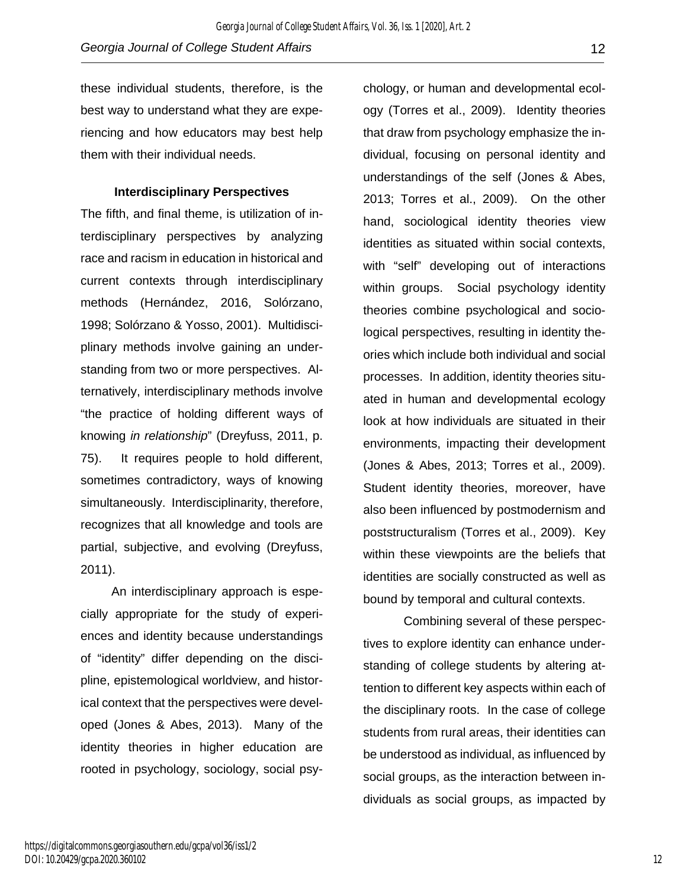these individual students, therefore, is the best way to understand what they are experiencing and how educators may best help them with their individual needs.

### Interdisciplinary Perspectives

The fifth, and final theme, is utilization of interdisciplinary perspectives by analyzing race and racism in education in historical and current contexts through interdisciplinary methods (Hernández, 2016, Solórzano, 1998; Solórzano & Yosso, 2001). Multidisciplinary methods involve gaining an understanding from two or more perspectives. Alternatively, interdisciplinary methods involve "the practice of holding different ways of knowing *in relationship*" (Dreyfuss, 2011, p. 75). It requires people to hold different, sometimes contradictory, ways of knowing simultaneously. Interdisciplinarity, therefore, recognizes that all knowledge and tools are partial, subjective, and evolving (Dreyfuss, 2011).

An interdisciplinary approach is especially appropriate for the study of experiences and identity because understandings of "identity" differ depending on the discipline, epistemological worldview, and historical context that the perspectives were developed (Jones & Abes, 2013). Many of the identity theories in higher education are rooted in psychology, sociology, social psychology, or human and developmental ecology (Torres et al., 2009). Identity theories that draw from psychology emphasize the individual, focusing on personal identity and understandings of the self (Jones & Abes, 2013; Torres et al., 2009). On the other hand, sociological identity theories view identities as situated within social contexts, with "self" developing out of interactions within groups. Social psychology identity theories combine psychological and sociological perspectives, resulting in identity theories which include both individual and social processes. In addition, identity theories situated in human and developmental ecology look at how individuals are situated in their environments, impacting their development (Jones & Abes, 2013; Torres et al., 2009). Student identity theories, moreover, have also been influenced by postmodernism and poststructuralism (Torres et al., 2009). Key within these viewpoints are the beliefs that identities are socially constructed as well as bound by temporal and cultural contexts.

Combining several of these perspectives to explore identity can enhance understanding of college students by altering attention to different key aspects within each of the disciplinary roots. In the case of college students from rural areas, their identities can be understood as individual, as influenced by social groups, as the interaction between individuals as social groups, as impacted by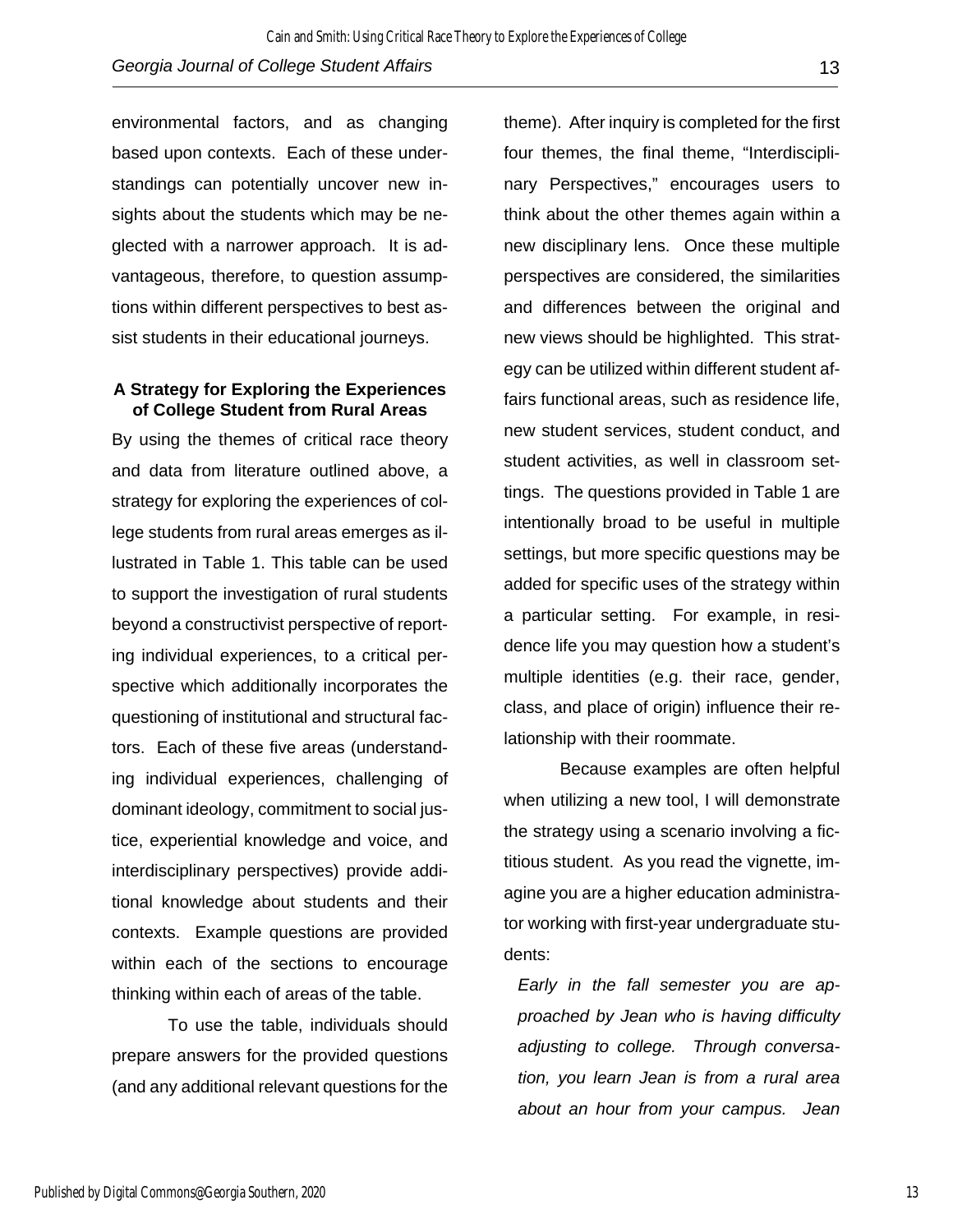environmental factors, and as changing based upon contexts. Each of these understandings can potentially uncover new insights about the students which may be neglected with a narrower approach. It is advantageous, therefore, to question assumptions within different perspectives to best assist students in their educational journeys.

### A Strategy for Exploring the Experiences of College Student from Rural Areas

By using the themes of critical race theory and data from literature outlined above, a strategy for exploring the experiences of college students from rural areas emerges as illustrated in Table 1. This table can be used to support the investigation of rural students beyond a constructivist perspective of reporting individual experiences, to a critical perspective which additionally incorporates the questioning of institutional and structural factors. Each of these five areas (understanding individual experiences, challenging of dominant ideology, commitment to social justice, experiential knowledge and voice, and interdisciplinary perspectives) provide additional knowledge about students and their contexts. Example questions are provided within each of the sections to encourage thinking within each of areas of the table.

To use the table, individuals should prepare answers for the provided questions (and any additional relevant questions for the theme). After inquiry is completed for the first four themes, the final theme, "Interdisciplinary Perspectives," encourages users to think about the other themes again within a new disciplinary lens. Once these multiple perspectives are considered, the similarities and differences between the original and new views should be highlighted. This strategy can be utilized within different student affairs functional areas, such as residence life, new student services, student conduct, and student activities, as well in classroom settings. The questions provided in Table 1 are intentionally broad to be useful in multiple settings, but more specific questions may be added for specific uses of the strategy within a particular setting. For example, in residence life you may question how a student's multiple identities (e.g. their race, gender, class, and place of origin) influence their relationship with their roommate.

Because examples are often helpful when utilizing a new tool, I will demonstrate the strategy using a scenario involving a fictitious student. As you read the vignette, imagine you are a higher education administrator working with first-year undergraduate students:

*Early in the fall semester you are approached by Jean who is having difficulty adjusting to college. Through conversation, you learn Jean is from a rural area about an hour from your campus. Jean*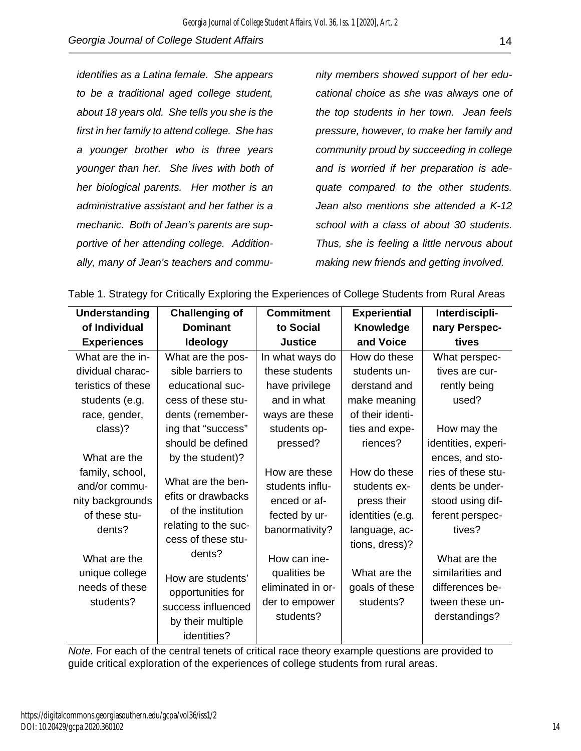*identifies as a Latina female. She appears to be a traditional aged college student, about 18 years old. She tells you she is the first in her family to attend college. She has a younger brother who is three years younger than her. She lives with both of her biological parents. Her mother is an administrative assistant and her father is a mechanic. Both of Jean's parents are supportive of her attending college. Additionally, many of Jean's teachers and community members showed support of her educational choice as she was always one of the top students in her town. Jean feels pressure, however, to make her family and community proud by succeeding in college and is worried if her preparation is adequate compared to the other students. Jean also mentions she attended a K-12 school with a class of about 30 students. Thus, she is feeling a little nervous about making new friends and getting involved.*

Table 1. Strategy for Critically Exploring the Experiences of College Students from Rural Areas

| **Understanding of Individual Experiences** | **Challenging of Dominant Ideology** | **Commitment to Social Justice** | **Experiential Knowledge and Voice** | **Interdisciplinary Perspectives** |
|---|---|---|---|---|
| What are the individual characteristics of these students (e.g. race, gender, class)? | What are the possible barriers to educational success of these students (remembering that "success" should be defined by the student)? | In what ways do these students have privilege and in what ways are these students oppressed? | How do these students understand and make meaning of their identities and experiences? | What perspectives are currently being used? |
| What are the family, school, and/or community backgrounds of these students? | What are the benefits or drawbacks of the institution relating to the success of these students? | How are these students influenced or affected by urbanormativity? | How do these students express their identities (e.g. language, actions, dress)? | How may the identities, experiences, and stories of these students be understood using different perspectives? |
| What are the unique college needs of these students? | How are students' opportunities for success influenced by their multiple identities? | How can inequalities be eliminated in order to empower students? | What are the goals of these students? | What are the similarities and differences between these understandings? |

*Note*. For each of the central tenets of critical race theory example questions are provided to guide critical exploration of the experiences of college students from rural areas.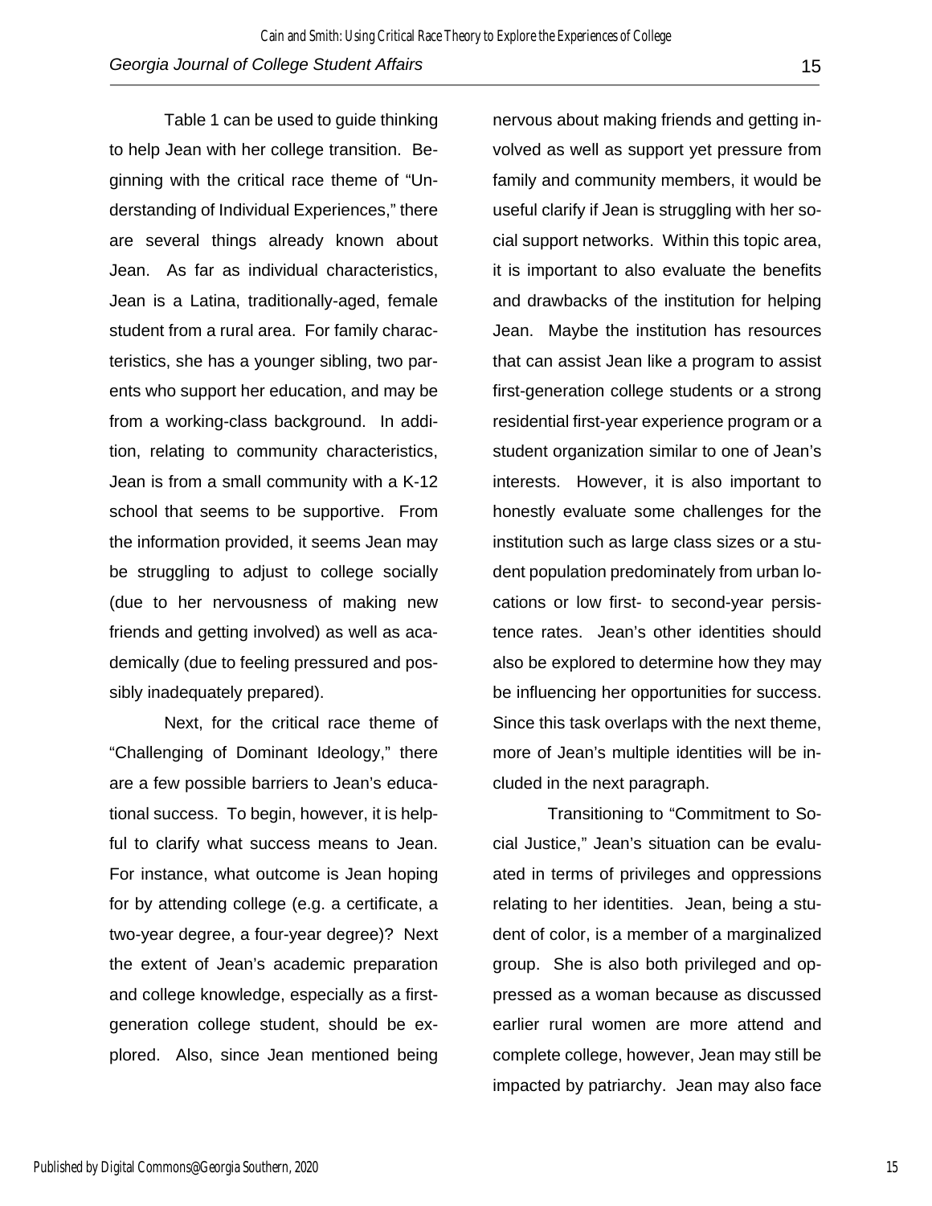Table 1 can be used to guide thinking to help Jean with her college transition. Beginning with the critical race theme of "Understanding of Individual Experiences," there are several things already known about Jean. As far as individual characteristics, Jean is a Latina, traditionally-aged, female student from a rural area. For family characteristics, she has a younger sibling, two parents who support her education, and may be from a working-class background. In addition, relating to community characteristics, Jean is from a small community with a K-12 school that seems to be supportive. From the information provided, it seems Jean may be struggling to adjust to college socially (due to her nervousness of making new friends and getting involved) as well as academically (due to feeling pressured and possibly inadequately prepared).

Next, for the critical race theme of "Challenging of Dominant Ideology," there are a few possible barriers to Jean's educational success. To begin, however, it is helpful to clarify what success means to Jean. For instance, what outcome is Jean hoping for by attending college (e.g. a certificate, a two-year degree, a four-year degree)? Next the extent of Jean's academic preparation and college knowledge, especially as a first-generation college student, should be explored. Also, since Jean mentioned being nervous about making friends and getting involved as well as support yet pressure from family and community members, it would be useful clarify if Jean is struggling with her social support networks. Within this topic area, it is important to also evaluate the benefits and drawbacks of the institution for helping Jean. Maybe the institution has resources that can assist Jean like a program to assist first-generation college students or a strong residential first-year experience program or a student organization similar to one of Jean's interests. However, it is also important to honestly evaluate some challenges for the institution such as large class sizes or a student population predominately from urban locations or low first- to second-year persistence rates. Jean's other identities should also be explored to determine how they may be influencing her opportunities for success. Since this task overlaps with the next theme, more of Jean's multiple identities will be included in the next paragraph.

Transitioning to "Commitment to Social Justice," Jean's situation can be evaluated in terms of privileges and oppressions relating to her identities. Jean, being a student of color, is a member of a marginalized group. She is also both privileged and oppressed as a woman because as discussed earlier rural women are more attend and complete college, however, Jean may still be impacted by patriarchy. Jean may also face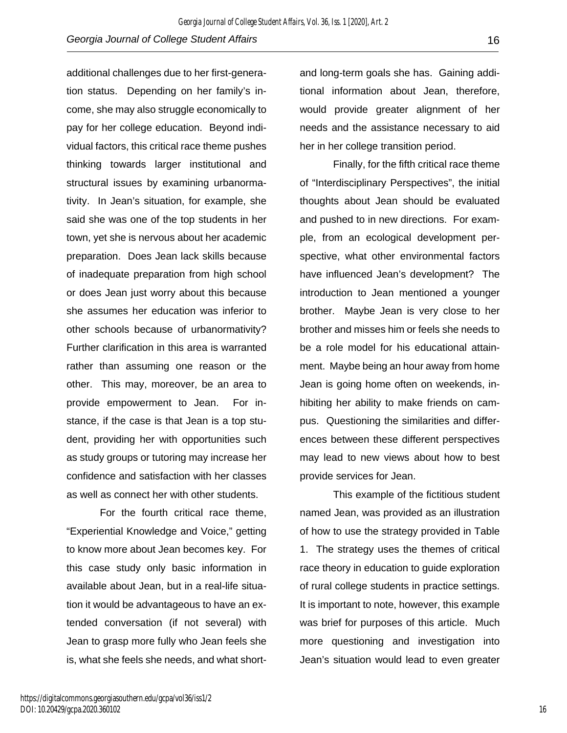additional challenges due to her first-generation status. Depending on her family's income, she may also struggle economically to pay for her college education. Beyond individual factors, this critical race theme pushes thinking towards larger institutional and structural issues by examining urbanormativity. In Jean's situation, for example, she said she was one of the top students in her town, yet she is nervous about her academic preparation. Does Jean lack skills because of inadequate preparation from high school or does Jean just worry about this because she assumes her education was inferior to other schools because of urbanormativity? Further clarification in this area is warranted rather than assuming one reason or the other. This may, moreover, be an area to provide empowerment to Jean. For instance, if the case is that Jean is a top student, providing her with opportunities such as study groups or tutoring may increase her confidence and satisfaction with her classes as well as connect her with other students.

For the fourth critical race theme, "Experiential Knowledge and Voice," getting to know more about Jean becomes key. For this case study only basic information in available about Jean, but in a real-life situation it would be advantageous to have an extended conversation (if not several) with Jean to grasp more fully who Jean feels she is, what she feels she needs, and what short- and long-term goals she has. Gaining additional information about Jean, therefore, would provide greater alignment of her needs and the assistance necessary to aid her in her college transition period.

Finally, for the fifth critical race theme of "Interdisciplinary Perspectives", the initial thoughts about Jean should be evaluated and pushed to in new directions. For example, from an ecological development perspective, what other environmental factors have influenced Jean's development? The introduction to Jean mentioned a younger brother. Maybe Jean is very close to her brother and misses him or feels she needs to be a role model for his educational attainment. Maybe being an hour away from home Jean is going home often on weekends, inhibiting her ability to make friends on campus. Questioning the similarities and differences between these different perspectives may lead to new views about how to best provide services for Jean.

This example of the fictitious student named Jean, was provided as an illustration of how to use the strategy provided in Table 1. The strategy uses the themes of critical race theory in education to guide exploration of rural college students in practice settings. It is important to note, however, this example was brief for purposes of this article. Much more questioning and investigation into Jean's situation would lead to even greater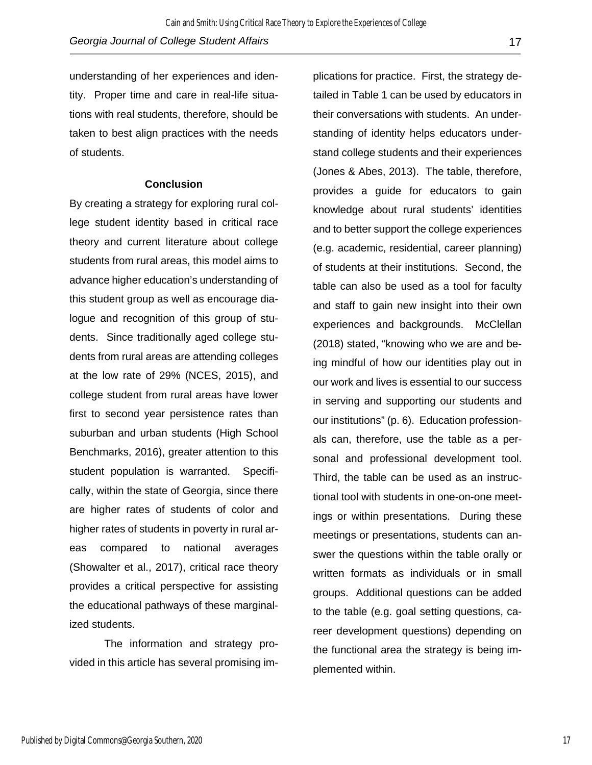understanding of her experiences and identity. Proper time and care in real-life situations with real students, therefore, should be taken to best align practices with the needs of students.

## Conclusion

By creating a strategy for exploring rural college student identity based in critical race theory and current literature about college students from rural areas, this model aims to advance higher education's understanding of this student group as well as encourage dialogue and recognition of this group of students. Since traditionally aged college students from rural areas are attending colleges at the low rate of 29% (NCES, 2015), and college student from rural areas have lower first to second year persistence rates than suburban and urban students (High School Benchmarks, 2016), greater attention to this student population is warranted. Specifically, within the state of Georgia, since there are higher rates of students of color and higher rates of students in poverty in rural areas compared to national averages (Showalter et al., 2017), critical race theory provides a critical perspective for assisting the educational pathways of these marginalized students.

The information and strategy provided in this article has several promising implications for practice. First, the strategy detailed in Table 1 can be used by educators in their conversations with students. An understanding of identity helps educators understand college students and their experiences (Jones & Abes, 2013). The table, therefore, provides a guide for educators to gain knowledge about rural students' identities and to better support the college experiences (e.g. academic, residential, career planning) of students at their institutions. Second, the table can also be used as a tool for faculty and staff to gain new insight into their own experiences and backgrounds. McClellan (2018) stated, "knowing who we are and being mindful of how our identities play out in our work and lives is essential to our success in serving and supporting our students and our institutions" (p. 6). Education professionals can, therefore, use the table as a personal and professional development tool. Third, the table can be used as an instructional tool with students in one-on-one meetings or within presentations. During these meetings or presentations, students can answer the questions within the table orally or written formats as individuals or in small groups. Additional questions can be added to the table (e.g. goal setting questions, career development questions) depending on the functional area the strategy is being implemented within.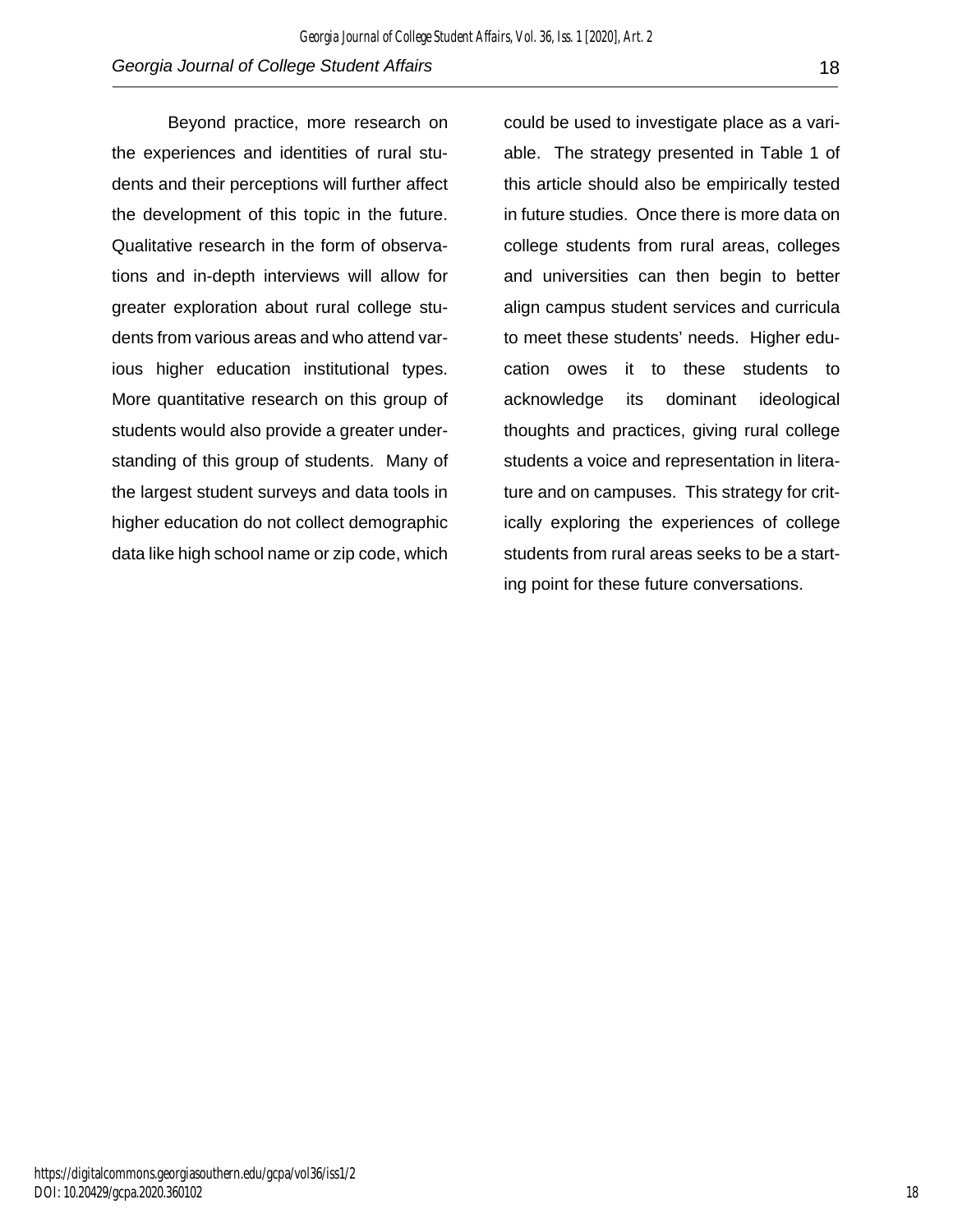Beyond practice, more research on the experiences and identities of rural students and their perceptions will further affect the development of this topic in the future. Qualitative research in the form of observations and in-depth interviews will allow for greater exploration about rural college students from various areas and who attend various higher education institutional types. More quantitative research on this group of students would also provide a greater understanding of this group of students. Many of the largest student surveys and data tools in higher education do not collect demographic data like high school name or zip code, which could be used to investigate place as a variable. The strategy presented in Table 1 of this article should also be empirically tested in future studies. Once there is more data on college students from rural areas, colleges and universities can then begin to better align campus student services and curricula to meet these students' needs. Higher education owes it to these students to acknowledge its dominant ideological thoughts and practices, giving rural college students a voice and representation in literature and on campuses. This strategy for critically exploring the experiences of college students from rural areas seeks to be a starting point for these future conversations.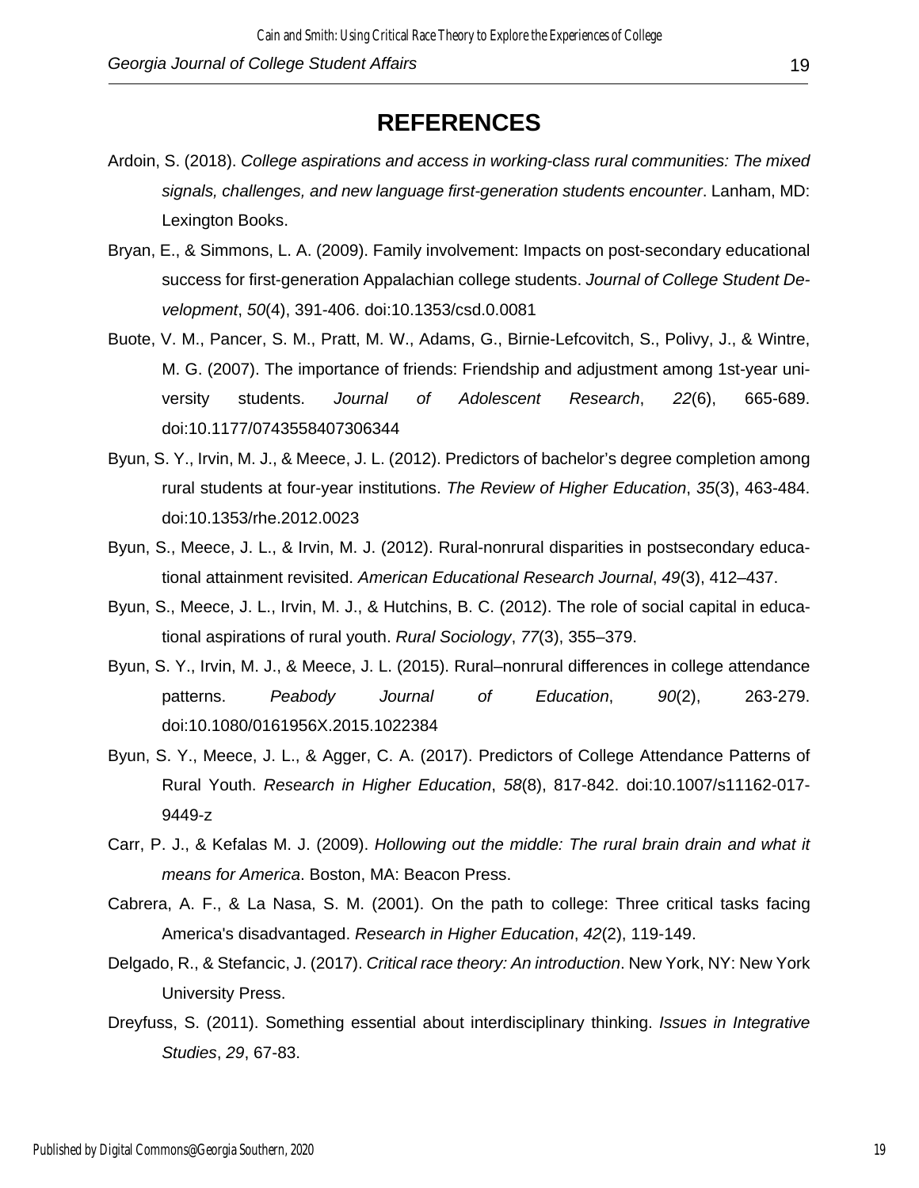## REFERENCES

Ardoin, S. (2018). *College aspirations and access in working-class rural communities: The mixed signals, challenges, and new language first-generation students encounter*. Lanham, MD: Lexington Books.

Bryan, E., & Simmons, L. A. (2009). Family involvement: Impacts on post-secondary educational success for first-generation Appalachian college students. *Journal of College Student Development*, *50*(4), 391-406. doi:10.1353/csd.0.0081

Buote, V. M., Pancer, S. M., Pratt, M. W., Adams, G., Birnie-Lefcovitch, S., Polivy, J., & Wintre, M. G. (2007). The importance of friends: Friendship and adjustment among 1st-year university students. *Journal of Adolescent Research*, *22*(6), 665-689. doi:10.1177/0743558407306344

Byun, S. Y., Irvin, M. J., & Meece, J. L. (2012). Predictors of bachelor's degree completion among rural students at four-year institutions. *The Review of Higher Education*, *35*(3), 463-484. doi:10.1353/rhe.2012.0023

Byun, S., Meece, J. L., & Irvin, M. J. (2012). Rural-nonrural disparities in postsecondary educational attainment revisited. *American Educational Research Journal*, *49*(3), 412–437.

Byun, S., Meece, J. L., Irvin, M. J., & Hutchins, B. C. (2012). The role of social capital in educational aspirations of rural youth. *Rural Sociology*, *77*(3), 355–379.

Byun, S. Y., Irvin, M. J., & Meece, J. L. (2015). Rural–nonrural differences in college attendance patterns. *Peabody Journal of Education*, *90*(2), 263-279. doi:10.1080/0161956X.2015.1022384

Byun, S. Y., Meece, J. L., & Agger, C. A. (2017). Predictors of College Attendance Patterns of Rural Youth. *Research in Higher Education*, *58*(8), 817-842. doi:10.1007/s11162-017-9449-z

Carr, P. J., & Kefalas M. J. (2009). *Hollowing out the middle: The rural brain drain and what it means for America*. Boston, MA: Beacon Press.

Cabrera, A. F., & La Nasa, S. M. (2001). On the path to college: Three critical tasks facing America's disadvantaged. *Research in Higher Education*, *42*(2), 119-149.

Delgado, R., & Stefancic, J. (2017). *Critical race theory: An introduction*. New York, NY: New York University Press.

Dreyfuss, S. (2011). Something essential about interdisciplinary thinking. *Issues in Integrative Studies*, *29*, 67-83.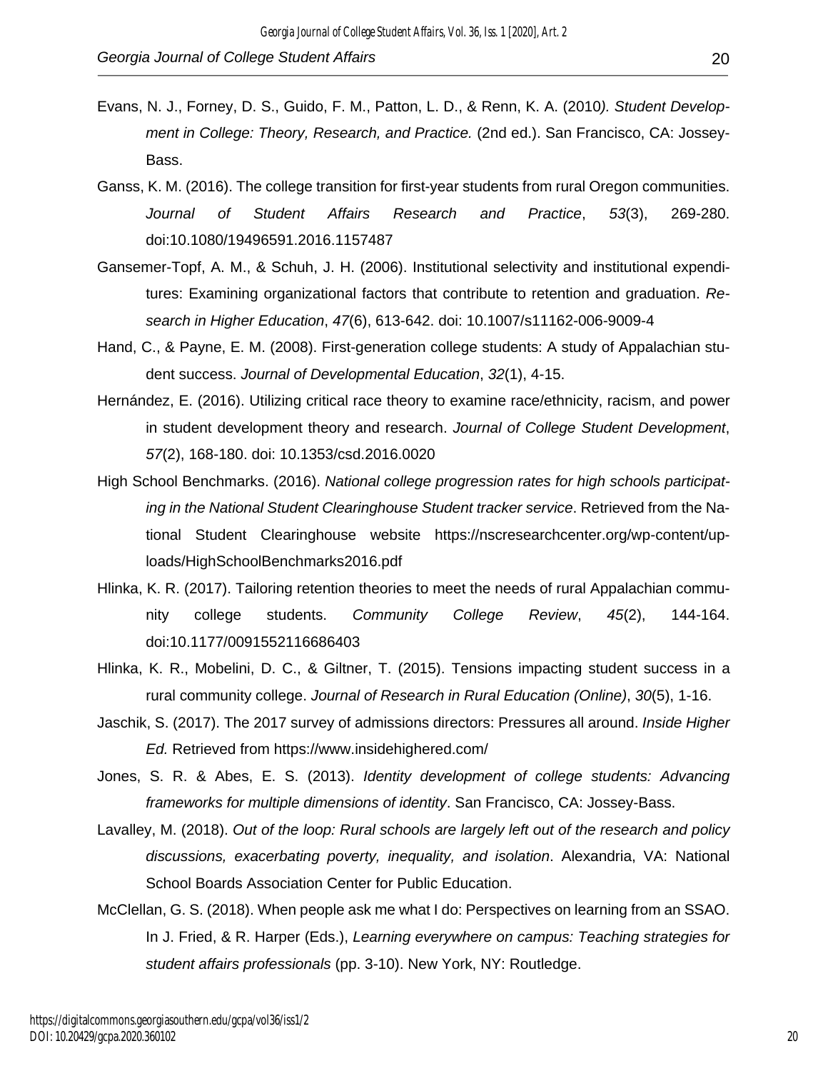Evans, N. J., Forney, D. S., Guido, F. M., Patton, L. D., & Renn, K. A. (2010*). Student Development in College: Theory, Research, and Practice.* (2nd ed.). San Francisco, CA: Jossey-Bass.

Ganss, K. M. (2016). The college transition for first-year students from rural Oregon communities. *Journal of Student Affairs Research and Practice*, *53*(3), 269-280. doi:10.1080/19496591.2016.1157487

Gansemer-Topf, A. M., & Schuh, J. H. (2006). Institutional selectivity and institutional expenditures: Examining organizational factors that contribute to retention and graduation. *Research in Higher Education*, *47*(6), 613-642. doi: 10.1007/s11162-006-9009-4

Hand, C., & Payne, E. M. (2008). First-generation college students: A study of Appalachian student success. *Journal of Developmental Education*, *32*(1), 4-15.

Hernández, E. (2016). Utilizing critical race theory to examine race/ethnicity, racism, and power in student development theory and research. *Journal of College Student Development*, *57*(2), 168-180. doi: 10.1353/csd.2016.0020

High School Benchmarks. (2016). *National college progression rates for high schools participating in the National Student Clearinghouse Student tracker service*. Retrieved from the National Student Clearinghouse website https://nscresearchcenter.org/wp-content/uploads/HighSchoolBenchmarks2016.pdf

Hlinka, K. R. (2017). Tailoring retention theories to meet the needs of rural Appalachian community college students. *Community College Review*, *45*(2), 144-164. doi:10.1177/0091552116686403

Hlinka, K. R., Mobelini, D. C., & Giltner, T. (2015). Tensions impacting student success in a rural community college. *Journal of Research in Rural Education (Online)*, *30*(5), 1-16.

Jaschik, S. (2017). The 2017 survey of admissions directors: Pressures all around. *Inside Higher Ed.* Retrieved from https://www.insidehighered.com/

Jones, S. R. & Abes, E. S. (2013). *Identity development of college students: Advancing frameworks for multiple dimensions of identity*. San Francisco, CA: Jossey-Bass.

Lavalley, M. (2018). *Out of the loop: Rural schools are largely left out of the research and policy discussions, exacerbating poverty, inequality, and isolation*. Alexandria, VA: National School Boards Association Center for Public Education.

McClellan, G. S. (2018). When people ask me what I do: Perspectives on learning from an SSAO. In J. Fried, & R. Harper (Eds.), *Learning everywhere on campus: Teaching strategies for student affairs professionals* (pp. 3-10). New York, NY: Routledge.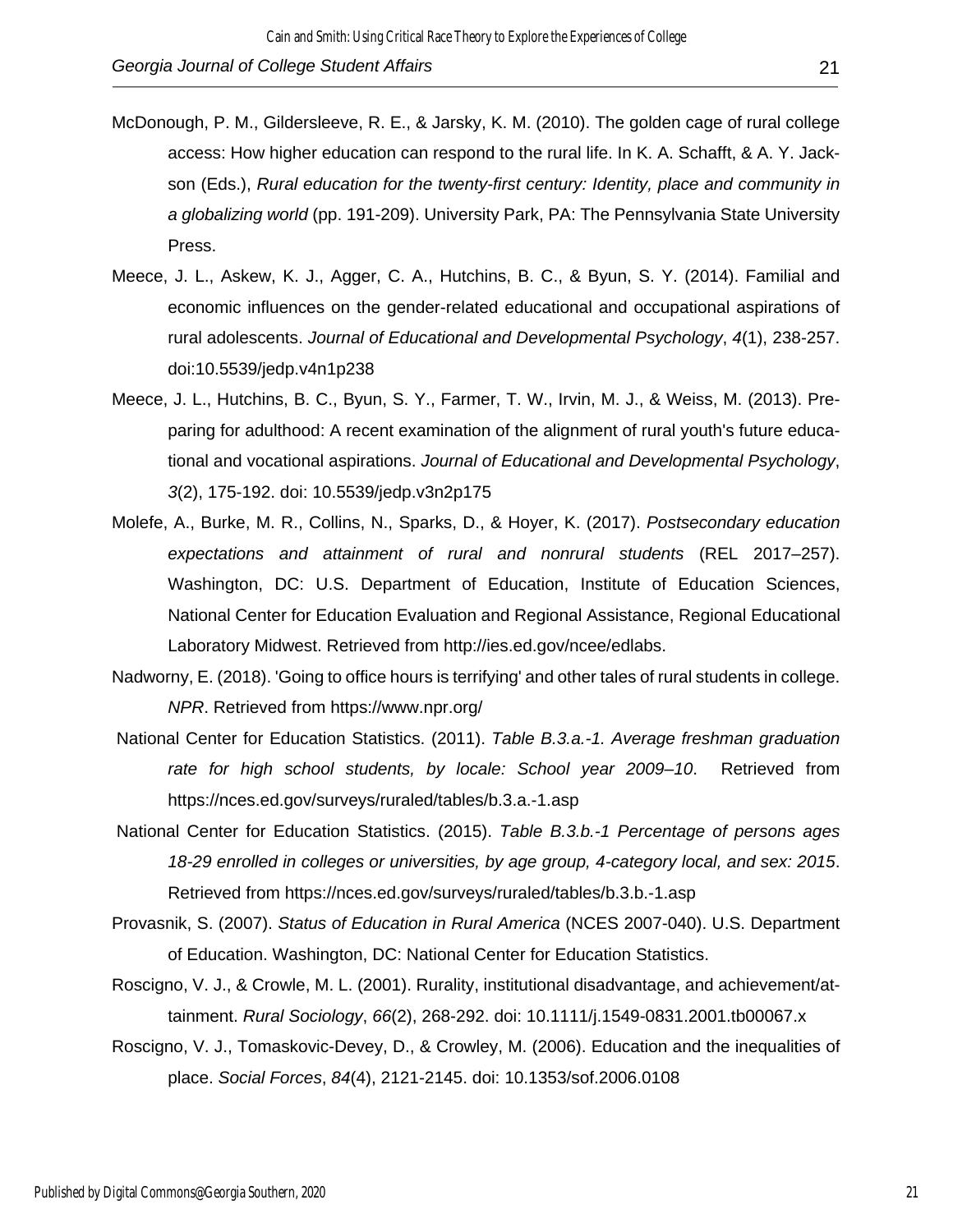McDonough, P. M., Gildersleeve, R. E., & Jarsky, K. M. (2010). The golden cage of rural college access: How higher education can respond to the rural life. In K. A. Schafft, & A. Y. Jackson (Eds.), *Rural education for the twenty-first century: Identity, place and community in a globalizing world* (pp. 191-209). University Park, PA: The Pennsylvania State University Press.

Meece, J. L., Askew, K. J., Agger, C. A., Hutchins, B. C., & Byun, S. Y. (2014). Familial and economic influences on the gender-related educational and occupational aspirations of rural adolescents. *Journal of Educational and Developmental Psychology*, *4*(1), 238-257. doi:10.5539/jedp.v4n1p238

Meece, J. L., Hutchins, B. C., Byun, S. Y., Farmer, T. W., Irvin, M. J., & Weiss, M. (2013). Preparing for adulthood: A recent examination of the alignment of rural youth's future educational and vocational aspirations. *Journal of Educational and Developmental Psychology*, *3*(2), 175-192. doi: 10.5539/jedp.v3n2p175

Molefe, A., Burke, M. R., Collins, N., Sparks, D., & Hoyer, K. (2017). *Postsecondary education expectations and attainment of rural and nonrural students* (REL 2017–257). Washington, DC: U.S. Department of Education, Institute of Education Sciences, National Center for Education Evaluation and Regional Assistance, Regional Educational Laboratory Midwest. Retrieved from http://ies.ed.gov/ncee/edlabs.

Nadworny, E. (2018). 'Going to office hours is terrifying' and other tales of rural students in college. *NPR*. Retrieved from https://www.npr.org/

National Center for Education Statistics. (2011). *Table B.3.a.-1. Average freshman graduation rate for high school students, by locale: School year 2009–10*. Retrieved from https://nces.ed.gov/surveys/ruraled/tables/b.3.a.-1.asp

National Center for Education Statistics. (2015). *Table B.3.b.-1 Percentage of persons ages 18-29 enrolled in colleges or universities, by age group, 4-category local, and sex: 2015*. Retrieved from https://nces.ed.gov/surveys/ruraled/tables/b.3.b.-1.asp

Provasnik, S. (2007). *Status of Education in Rural America* (NCES 2007-040). U.S. Department of Education. Washington, DC: National Center for Education Statistics.

Roscigno, V. J., & Crowle, M. L. (2001). Rurality, institutional disadvantage, and achievement/attainment. *Rural Sociology*, *66*(2), 268-292. doi: 10.1111/j.1549-0831.2001.tb00067.x

Roscigno, V. J., Tomaskovic-Devey, D., & Crowley, M. (2006). Education and the inequalities of place. *Social Forces*, *84*(4), 2121-2145. doi: 10.1353/sof.2006.0108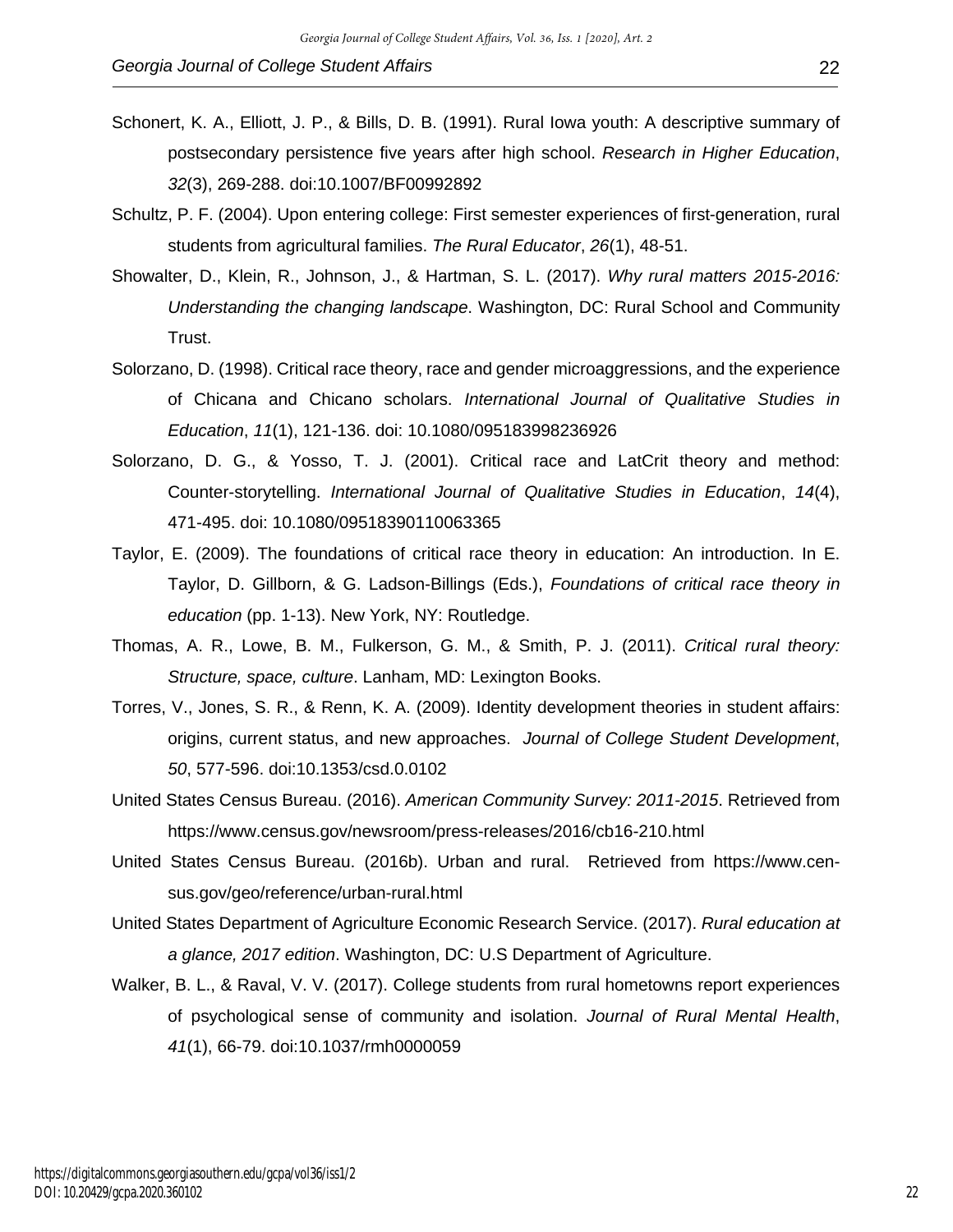Schonert, K. A., Elliott, J. P., & Bills, D. B. (1991). Rural Iowa youth: A descriptive summary of postsecondary persistence five years after high school. *Research in Higher Education*, *32*(3), 269-288. doi:10.1007/BF00992892

Schultz, P. F. (2004). Upon entering college: First semester experiences of first-generation, rural students from agricultural families. *The Rural Educator*, *26*(1), 48-51.

Showalter, D., Klein, R., Johnson, J., & Hartman, S. L. (2017). *Why rural matters 2015-2016: Understanding the changing landscape*. Washington, DC: Rural School and Community Trust.

Solorzano, D. (1998). Critical race theory, race and gender microaggressions, and the experience of Chicana and Chicano scholars. *International Journal of Qualitative Studies in Education*, *11*(1), 121-136. doi: 10.1080/095183998236926

Solorzano, D. G., & Yosso, T. J. (2001). Critical race and LatCrit theory and method: Counter-storytelling. *International Journal of Qualitative Studies in Education*, *14*(4), 471-495. doi: 10.1080/09518390110063365

Taylor, E. (2009). The foundations of critical race theory in education: An introduction. In E. Taylor, D. Gillborn, & G. Ladson-Billings (Eds.), *Foundations of critical race theory in education* (pp. 1-13). New York, NY: Routledge.

Thomas, A. R., Lowe, B. M., Fulkerson, G. M., & Smith, P. J. (2011). *Critical rural theory: Structure, space, culture*. Lanham, MD: Lexington Books.

Torres, V., Jones, S. R., & Renn, K. A. (2009). Identity development theories in student affairs: origins, current status, and new approaches. *Journal of College Student Development*, *50*, 577-596. doi:10.1353/csd.0.0102

United States Census Bureau. (2016). *American Community Survey: 2011-2015*. Retrieved from https://www.census.gov/newsroom/press-releases/2016/cb16-210.html

United States Census Bureau. (2016b). Urban and rural. Retrieved from https://www.census.gov/geo/reference/urban-rural.html

United States Department of Agriculture Economic Research Service. (2017). *Rural education at a glance, 2017 edition*. Washington, DC: U.S Department of Agriculture.

Walker, B. L., & Raval, V. V. (2017). College students from rural hometowns report experiences of psychological sense of community and isolation. *Journal of Rural Mental Health*, *41*(1), 66-79. doi:10.1037/rmh0000059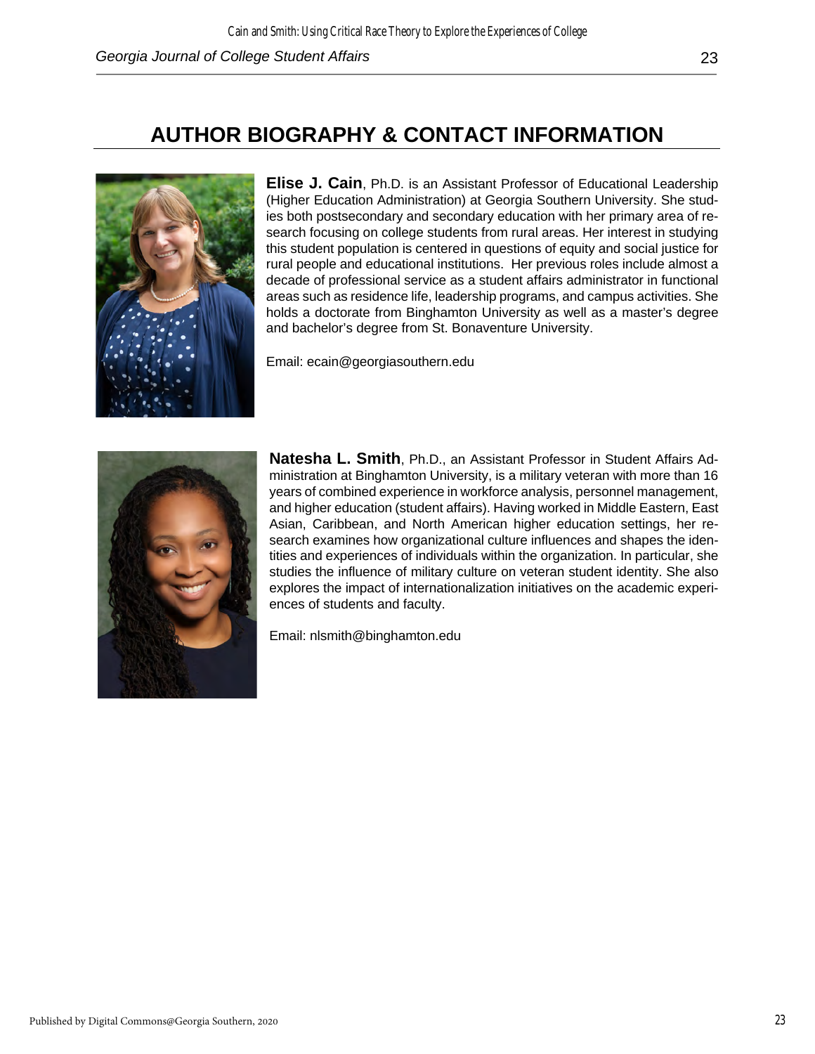# AUTHOR BIOGRAPHY & CONTACT INFORMATION

**Elise J. Cain**, Ph.D. is an Assistant Professor of Educational Leadership (Higher Education Administration) at Georgia Southern University. She studies both postsecondary and secondary education with her primary area of research focusing on college students from rural areas. Her interest in studying this student population is centered in questions of equity and social justice for rural people and educational institutions. Her previous roles include almost a decade of professional service as a student affairs administrator in functional areas such as residence life, leadership programs, and campus activities. She holds a doctorate from Binghamton University as well as a master's degree and bachelor's degree from St. Bonaventure University.

Email: ecain@georgiasouthern.edu

**Natesha L. Smith**, Ph.D., an Assistant Professor in Student Affairs Administration at Binghamton University, is a military veteran with more than 16 years of combined experience in workforce analysis, personnel management, and higher education (student affairs). Having worked in Middle Eastern, East Asian, Caribbean, and North American higher education settings, her research examines how organizational culture influences and shapes the identities and experiences of individuals within the organization. In particular, she studies the influence of military culture on veteran student identity. She also explores the impact of internationalization initiatives on the academic experiences of students and faculty.

Email: nlsmith@binghamton.edu